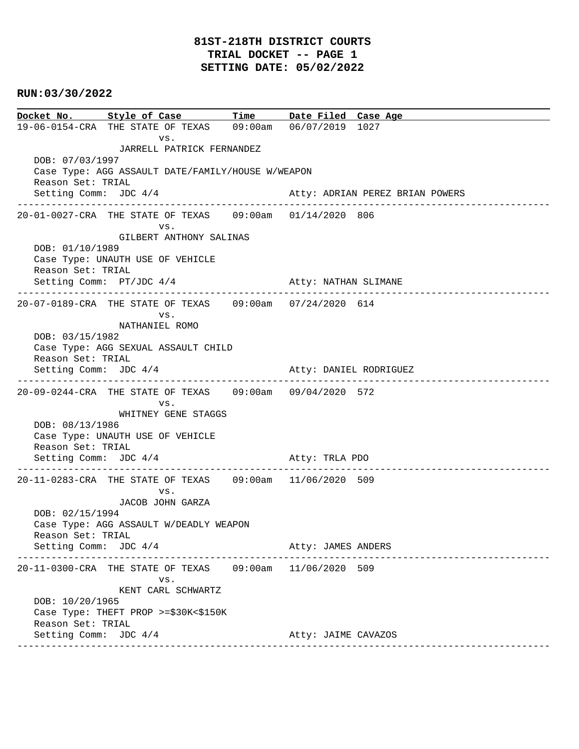# 81ST-218TH DISTRICT COURTS
# TRIAL DOCKET -- PAGE 1
# SETTING DATE: 05/02/2022

**RUN:03/30/2022**

| Docket No. | Style of Case | Time | Date Filed | Case Age |
|---|---|---|---|---|
| 19-06-0154-CRA | THE STATE OF TEXAS vs. JARRELL PATRICK FERNANDEZ | 09:00am | 06/07/2019 | 1027 |

DOB: 07/03/1997
Case Type: AGG ASSAULT DATE/FAMILY/HOUSE W/WEAPON
Reason Set: TRIAL
Setting Comm: JDC 4/4 — Atty: ADRIAN PEREZ BRIAN POWERS

---

| Docket No. | Style of Case | Time | Date Filed | Case Age |
|---|---|---|---|---|
| 20-01-0027-CRA | THE STATE OF TEXAS vs. GILBERT ANTHONY SALINAS | 09:00am | 01/14/2020 | 806 |

DOB: 01/10/1989
Case Type: UNAUTH USE OF VEHICLE
Reason Set: TRIAL
Setting Comm: PT/JDC 4/4 — Atty: NATHAN SLIMANE

---

| Docket No. | Style of Case | Time | Date Filed | Case Age |
|---|---|---|---|---|
| 20-07-0189-CRA | THE STATE OF TEXAS vs. NATHANIEL ROMO | 09:00am | 07/24/2020 | 614 |

DOB: 03/15/1982
Case Type: AGG SEXUAL ASSAULT CHILD
Reason Set: TRIAL
Setting Comm: JDC 4/4 — Atty: DANIEL RODRIGUEZ

---

| Docket No. | Style of Case | Time | Date Filed | Case Age |
|---|---|---|---|---|
| 20-09-0244-CRA | THE STATE OF TEXAS vs. WHITNEY GENE STAGGS | 09:00am | 09/04/2020 | 572 |

DOB: 08/13/1986
Case Type: UNAUTH USE OF VEHICLE
Reason Set: TRIAL
Setting Comm: JDC 4/4 — Atty: TRLA PDO

---

| Docket No. | Style of Case | Time | Date Filed | Case Age |
|---|---|---|---|---|
| 20-11-0283-CRA | THE STATE OF TEXAS vs. JACOB JOHN GARZA | 09:00am | 11/06/2020 | 509 |

DOB: 02/15/1994
Case Type: AGG ASSAULT W/DEADLY WEAPON
Reason Set: TRIAL
Setting Comm: JDC 4/4 — Atty: JAMES ANDERS

---

| Docket No. | Style of Case | Time | Date Filed | Case Age |
|---|---|---|---|---|
| 20-11-0300-CRA | THE STATE OF TEXAS vs. KENT CARL SCHWARTZ | 09:00am | 11/06/2020 | 509 |

DOB: 10/20/1965
Case Type: THEFT PROP >=$30K<$150K
Reason Set: TRIAL
Setting Comm: JDC 4/4 — Atty: JAIME CAVAZOS

---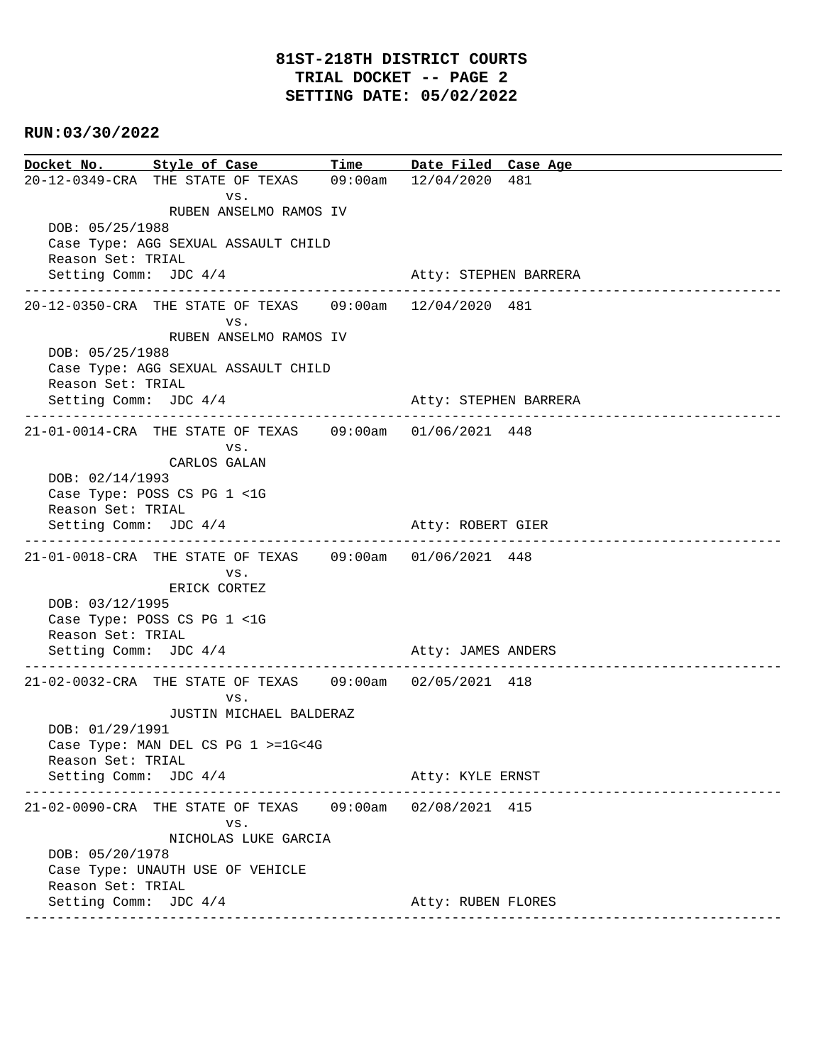# 81ST-218TH DISTRICT COURTS
## TRIAL DOCKET -- PAGE 2
## SETTING DATE: 05/02/2022

**RUN:03/30/2022**

| Docket No. | Style of Case | Time | Date Filed | Case Age |
|---|---|---|---|---|

**20-12-0349-CRA** THE STATE OF TEXAS vs. RUBEN ANSELMO RAMOS IV — 09:00am — 12/04/2020 — 481
DOB: 05/25/1988
Case Type: AGG SEXUAL ASSAULT CHILD
Reason Set: TRIAL
Setting Comm: JDC 4/4 — Atty: STEPHEN BARRERA

---

**20-12-0350-CRA** THE STATE OF TEXAS vs. RUBEN ANSELMO RAMOS IV — 09:00am — 12/04/2020 — 481
DOB: 05/25/1988
Case Type: AGG SEXUAL ASSAULT CHILD
Reason Set: TRIAL
Setting Comm: JDC 4/4 — Atty: STEPHEN BARRERA

---

**21-01-0014-CRA** THE STATE OF TEXAS vs. CARLOS GALAN — 09:00am — 01/06/2021 — 448
DOB: 02/14/1993
Case Type: POSS CS PG 1 <1G
Reason Set: TRIAL
Setting Comm: JDC 4/4 — Atty: ROBERT GIER

---

**21-01-0018-CRA** THE STATE OF TEXAS vs. ERICK CORTEZ — 09:00am — 01/06/2021 — 448
DOB: 03/12/1995
Case Type: POSS CS PG 1 <1G
Reason Set: TRIAL
Setting Comm: JDC 4/4 — Atty: JAMES ANDERS

---

**21-02-0032-CRA** THE STATE OF TEXAS vs. JUSTIN MICHAEL BALDERAZ — 09:00am — 02/05/2021 — 418
DOB: 01/29/1991
Case Type: MAN DEL CS PG 1 >=1G<4G
Reason Set: TRIAL
Setting Comm: JDC 4/4 — Atty: KYLE ERNST

---

**21-02-0090-CRA** THE STATE OF TEXAS vs. NICHOLAS LUKE GARCIA — 09:00am — 02/08/2021 — 415
DOB: 05/20/1978
Case Type: UNAUTH USE OF VEHICLE
Reason Set: TRIAL
Setting Comm: JDC 4/4 — Atty: RUBEN FLORES

---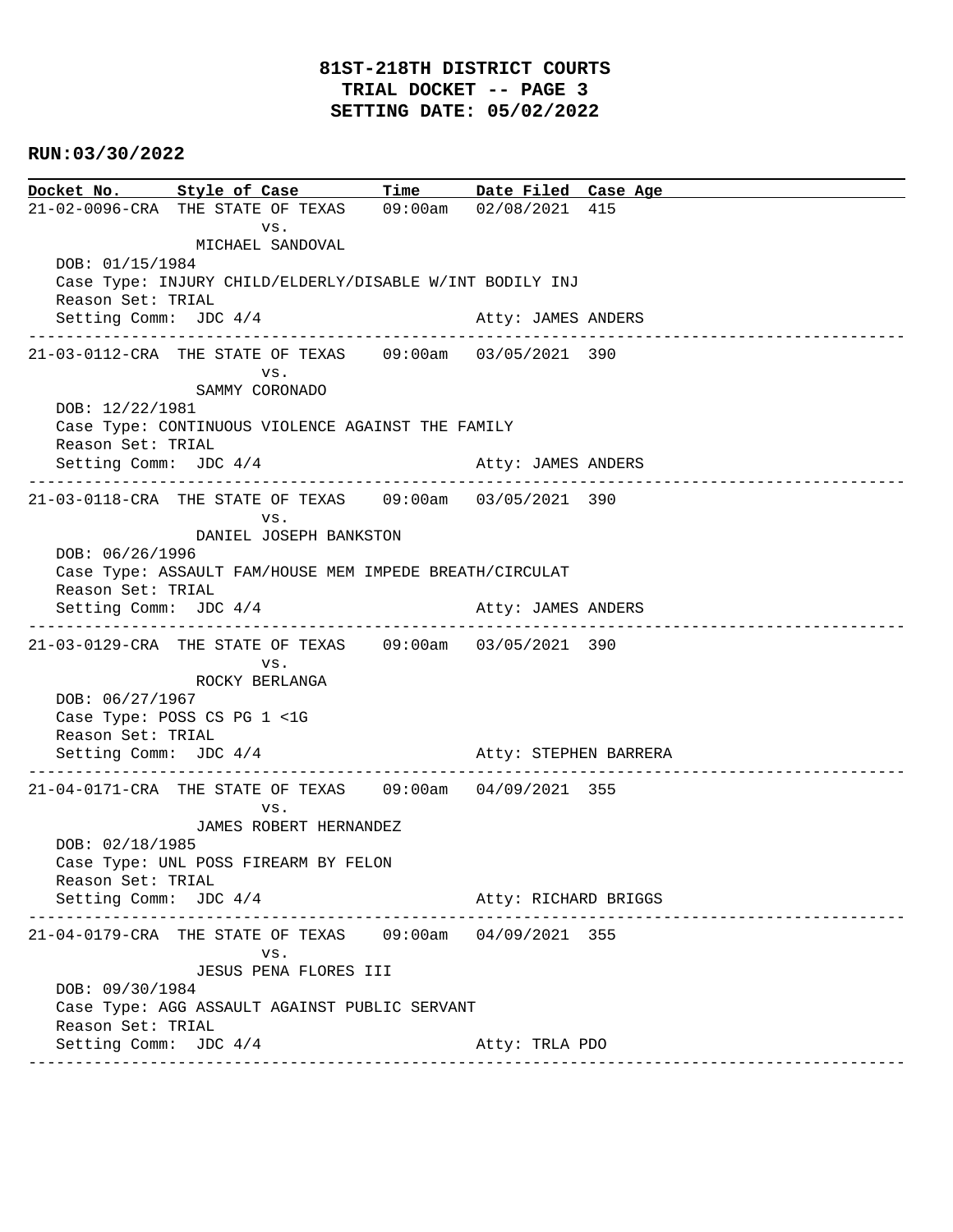**81ST-218TH DISTRICT COURTS**
**TRIAL DOCKET -- PAGE 3**
**SETTING DATE: 05/02/2022**

**RUN:03/30/2022**

| Docket No. | Style of Case | Time | Date Filed | Case Age |
|---|---|---|---|---|

21-02-0096-CRA THE STATE OF TEXAS 09:00am 02/08/2021 415
vs.
MICHAEL SANDOVAL
DOB: 01/15/1984
Case Type: INJURY CHILD/ELDERLY/DISABLE W/INT BODILY INJ
Reason Set: TRIAL
Setting Comm: JDC 4/4 Atty: JAMES ANDERS

---

21-03-0112-CRA THE STATE OF TEXAS 09:00am 03/05/2021 390
vs.
SAMMY CORONADO
DOB: 12/22/1981
Case Type: CONTINUOUS VIOLENCE AGAINST THE FAMILY
Reason Set: TRIAL
Setting Comm: JDC 4/4 Atty: JAMES ANDERS

---

21-03-0118-CRA THE STATE OF TEXAS 09:00am 03/05/2021 390
vs.
DANIEL JOSEPH BANKSTON
DOB: 06/26/1996
Case Type: ASSAULT FAM/HOUSE MEM IMPEDE BREATH/CIRCULAT
Reason Set: TRIAL
Setting Comm: JDC 4/4 Atty: JAMES ANDERS

---

21-03-0129-CRA THE STATE OF TEXAS 09:00am 03/05/2021 390
vs.
ROCKY BERLANGA
DOB: 06/27/1967
Case Type: POSS CS PG 1 <1G
Reason Set: TRIAL
Setting Comm: JDC 4/4 Atty: STEPHEN BARRERA

---

21-04-0171-CRA THE STATE OF TEXAS 09:00am 04/09/2021 355
vs.
JAMES ROBERT HERNANDEZ
DOB: 02/18/1985
Case Type: UNL POSS FIREARM BY FELON
Reason Set: TRIAL
Setting Comm: JDC 4/4 Atty: RICHARD BRIGGS

---

21-04-0179-CRA THE STATE OF TEXAS 09:00am 04/09/2021 355
vs.
JESUS PENA FLORES III
DOB: 09/30/1984
Case Type: AGG ASSAULT AGAINST PUBLIC SERVANT
Reason Set: TRIAL
Setting Comm: JDC 4/4 Atty: TRLA PDO

---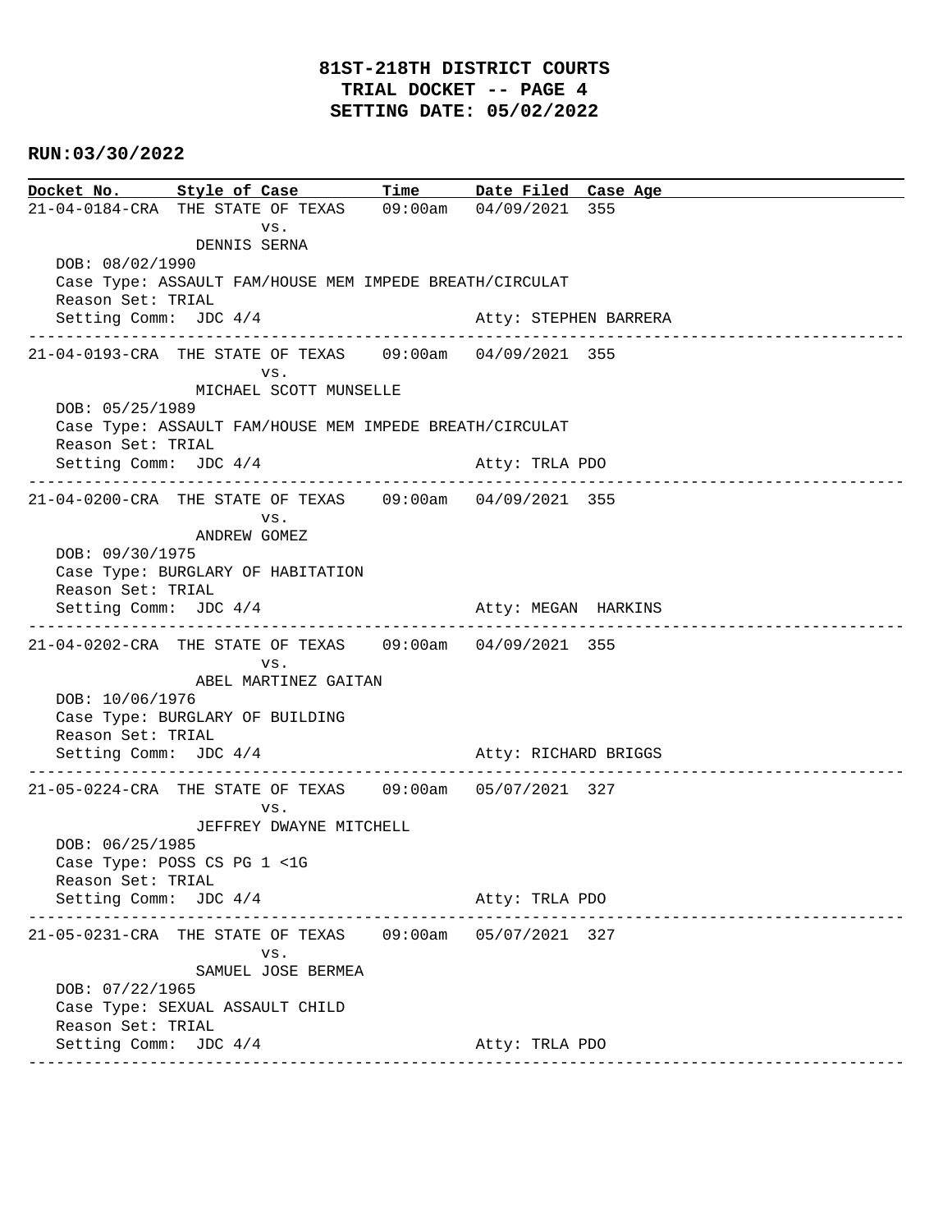# 81ST-218TH DISTRICT COURTS
## TRIAL DOCKET -- PAGE 4
## SETTING DATE: 05/02/2022

**RUN:03/30/2022**

| Docket No. | Style of Case | Time | Date Filed | Case Age |
|---|---|---|---|---|

---

**21-04-0184-CRA** THE STATE OF TEXAS vs. DENNIS SERNA — 09:00am — 04/09/2021 — 355

DOB: 08/02/1990
Case Type: ASSAULT FAM/HOUSE MEM IMPEDE BREATH/CIRCULAT
Reason Set: TRIAL
Setting Comm: JDC 4/4 — Atty: STEPHEN BARRERA

---

**21-04-0193-CRA** THE STATE OF TEXAS vs. MICHAEL SCOTT MUNSELLE — 09:00am — 04/09/2021 — 355

DOB: 05/25/1989
Case Type: ASSAULT FAM/HOUSE MEM IMPEDE BREATH/CIRCULAT
Reason Set: TRIAL
Setting Comm: JDC 4/4 — Atty: TRLA PDO

---

**21-04-0200-CRA** THE STATE OF TEXAS vs. ANDREW GOMEZ — 09:00am — 04/09/2021 — 355

DOB: 09/30/1975
Case Type: BURGLARY OF HABITATION
Reason Set: TRIAL
Setting Comm: JDC 4/4 — Atty: MEGAN HARKINS

---

**21-04-0202-CRA** THE STATE OF TEXAS vs. ABEL MARTINEZ GAITAN — 09:00am — 04/09/2021 — 355

DOB: 10/06/1976
Case Type: BURGLARY OF BUILDING
Reason Set: TRIAL
Setting Comm: JDC 4/4 — Atty: RICHARD BRIGGS

---

**21-05-0224-CRA** THE STATE OF TEXAS vs. JEFFREY DWAYNE MITCHELL — 09:00am — 05/07/2021 — 327

DOB: 06/25/1985
Case Type: POSS CS PG 1 <1G
Reason Set: TRIAL
Setting Comm: JDC 4/4 — Atty: TRLA PDO

---

**21-05-0231-CRA** THE STATE OF TEXAS vs. SAMUEL JOSE BERMEA — 09:00am — 05/07/2021 — 327

DOB: 07/22/1965
Case Type: SEXUAL ASSAULT CHILD
Reason Set: TRIAL
Setting Comm: JDC 4/4 — Atty: TRLA PDO

---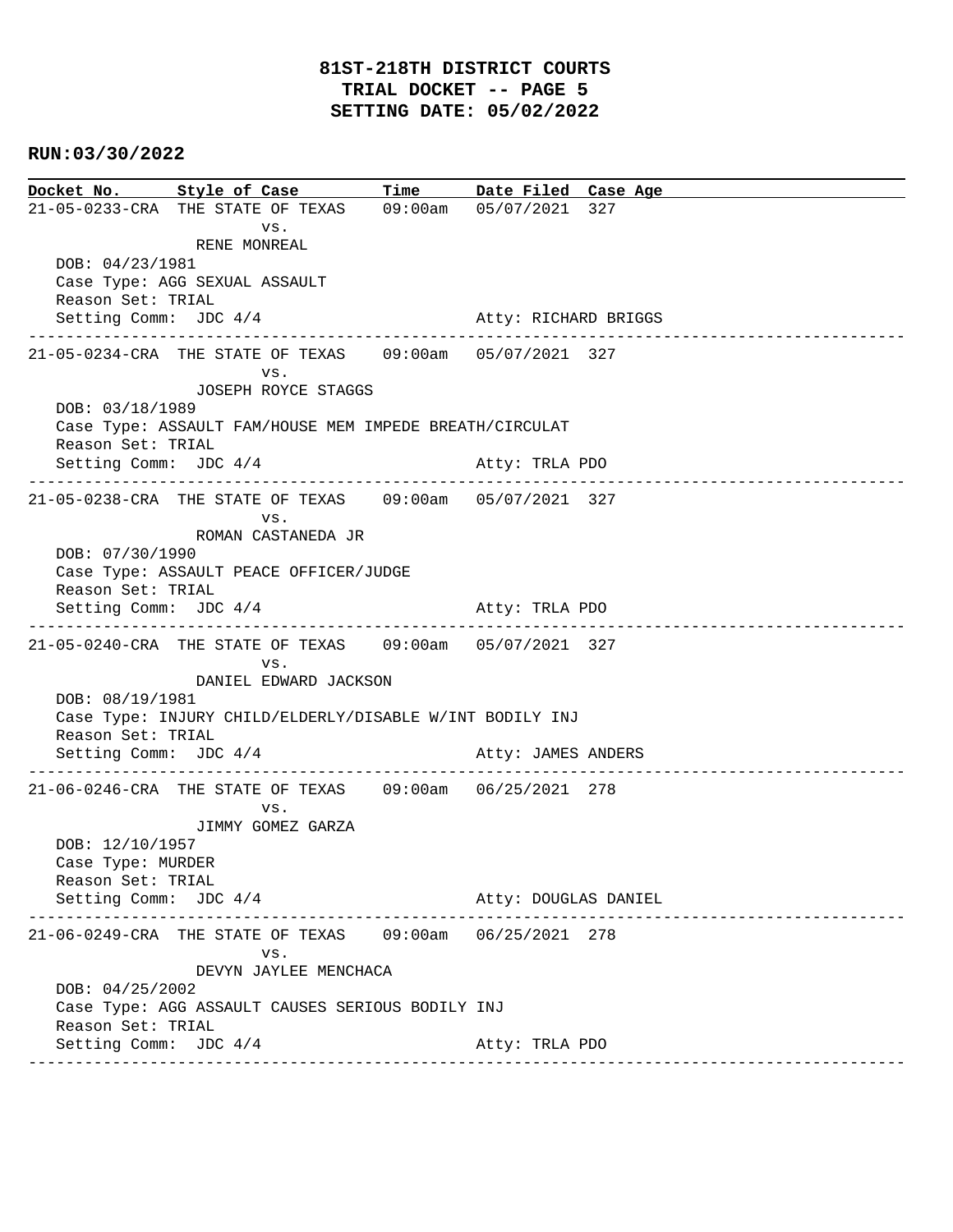**81ST-218TH DISTRICT COURTS**
**TRIAL DOCKET -- PAGE 5**
**SETTING DATE: 05/02/2022**

**RUN:03/30/2022**

| Docket No. | Style of Case | Time | Date Filed | Case Age |
|---|---|---|---|---|
| 21-05-0233-CRA | THE STATE OF TEXAS vs. RENE MONREAL | 09:00am | 05/07/2021 | 327 |

DOB: 04/23/1981
Case Type: AGG SEXUAL ASSAULT
Reason Set: TRIAL
Setting Comm: JDC 4/4 — Atty: RICHARD BRIGGS

---

| Docket No. | Style of Case | Time | Date Filed | Case Age |
|---|---|---|---|---|
| 21-05-0234-CRA | THE STATE OF TEXAS vs. JOSEPH ROYCE STAGGS | 09:00am | 05/07/2021 | 327 |

DOB: 03/18/1989
Case Type: ASSAULT FAM/HOUSE MEM IMPEDE BREATH/CIRCULAT
Reason Set: TRIAL
Setting Comm: JDC 4/4 — Atty: TRLA PDO

---

| Docket No. | Style of Case | Time | Date Filed | Case Age |
|---|---|---|---|---|
| 21-05-0238-CRA | THE STATE OF TEXAS vs. ROMAN CASTANEDA JR | 09:00am | 05/07/2021 | 327 |

DOB: 07/30/1990
Case Type: ASSAULT PEACE OFFICER/JUDGE
Reason Set: TRIAL
Setting Comm: JDC 4/4 — Atty: TRLA PDO

---

| Docket No. | Style of Case | Time | Date Filed | Case Age |
|---|---|---|---|---|
| 21-05-0240-CRA | THE STATE OF TEXAS vs. DANIEL EDWARD JACKSON | 09:00am | 05/07/2021 | 327 |

DOB: 08/19/1981
Case Type: INJURY CHILD/ELDERLY/DISABLE W/INT BODILY INJ
Reason Set: TRIAL
Setting Comm: JDC 4/4 — Atty: JAMES ANDERS

---

| Docket No. | Style of Case | Time | Date Filed | Case Age |
|---|---|---|---|---|
| 21-06-0246-CRA | THE STATE OF TEXAS vs. JIMMY GOMEZ GARZA | 09:00am | 06/25/2021 | 278 |

DOB: 12/10/1957
Case Type: MURDER
Reason Set: TRIAL
Setting Comm: JDC 4/4 — Atty: DOUGLAS DANIEL

---

| Docket No. | Style of Case | Time | Date Filed | Case Age |
|---|---|---|---|---|
| 21-06-0249-CRA | THE STATE OF TEXAS vs. DEVYN JAYLEE MENCHACA | 09:00am | 06/25/2021 | 278 |

DOB: 04/25/2002
Case Type: AGG ASSAULT CAUSES SERIOUS BODILY INJ
Reason Set: TRIAL
Setting Comm: JDC 4/4 — Atty: TRLA PDO

---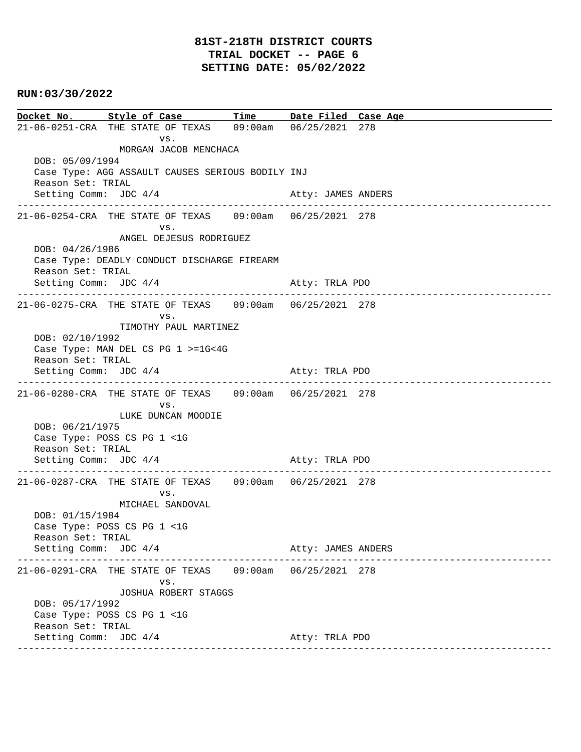# 81ST-218TH DISTRICT COURTS
# TRIAL DOCKET -- PAGE 6
# SETTING DATE: 05/02/2022

**RUN:03/30/2022**

| Docket No. | Style of Case | Time | Date Filed | Case Age |
|---|---|---|---|---|
| 21-06-0251-CRA | THE STATE OF TEXAS vs. MORGAN JACOB MENCHACA | 09:00am | 06/25/2021 | 278 |

DOB: 05/09/1994
Case Type: AGG ASSAULT CAUSES SERIOUS BODILY INJ
Reason Set: TRIAL
Setting Comm: JDC 4/4 Atty: JAMES ANDERS

---

| Docket No. | Style of Case | Time | Date Filed | Case Age |
|---|---|---|---|---|
| 21-06-0254-CRA | THE STATE OF TEXAS vs. ANGEL DEJESUS RODRIGUEZ | 09:00am | 06/25/2021 | 278 |

DOB: 04/26/1986
Case Type: DEADLY CONDUCT DISCHARGE FIREARM
Reason Set: TRIAL
Setting Comm: JDC 4/4 Atty: TRLA PDO

---

| Docket No. | Style of Case | Time | Date Filed | Case Age |
|---|---|---|---|---|
| 21-06-0275-CRA | THE STATE OF TEXAS vs. TIMOTHY PAUL MARTINEZ | 09:00am | 06/25/2021 | 278 |

DOB: 02/10/1992
Case Type: MAN DEL CS PG 1 >=1G<4G
Reason Set: TRIAL
Setting Comm: JDC 4/4 Atty: TRLA PDO

---

| Docket No. | Style of Case | Time | Date Filed | Case Age |
|---|---|---|---|---|
| 21-06-0280-CRA | THE STATE OF TEXAS vs. LUKE DUNCAN MOODIE | 09:00am | 06/25/2021 | 278 |

DOB: 06/21/1975
Case Type: POSS CS PG 1 <1G
Reason Set: TRIAL
Setting Comm: JDC 4/4 Atty: TRLA PDO

---

| Docket No. | Style of Case | Time | Date Filed | Case Age |
|---|---|---|---|---|
| 21-06-0287-CRA | THE STATE OF TEXAS vs. MICHAEL SANDOVAL | 09:00am | 06/25/2021 | 278 |

DOB: 01/15/1984
Case Type: POSS CS PG 1 <1G
Reason Set: TRIAL
Setting Comm: JDC 4/4 Atty: JAMES ANDERS

---

| Docket No. | Style of Case | Time | Date Filed | Case Age |
|---|---|---|---|---|
| 21-06-0291-CRA | THE STATE OF TEXAS vs. JOSHUA ROBERT STAGGS | 09:00am | 06/25/2021 | 278 |

DOB: 05/17/1992
Case Type: POSS CS PG 1 <1G
Reason Set: TRIAL
Setting Comm: JDC 4/4 Atty: TRLA PDO

---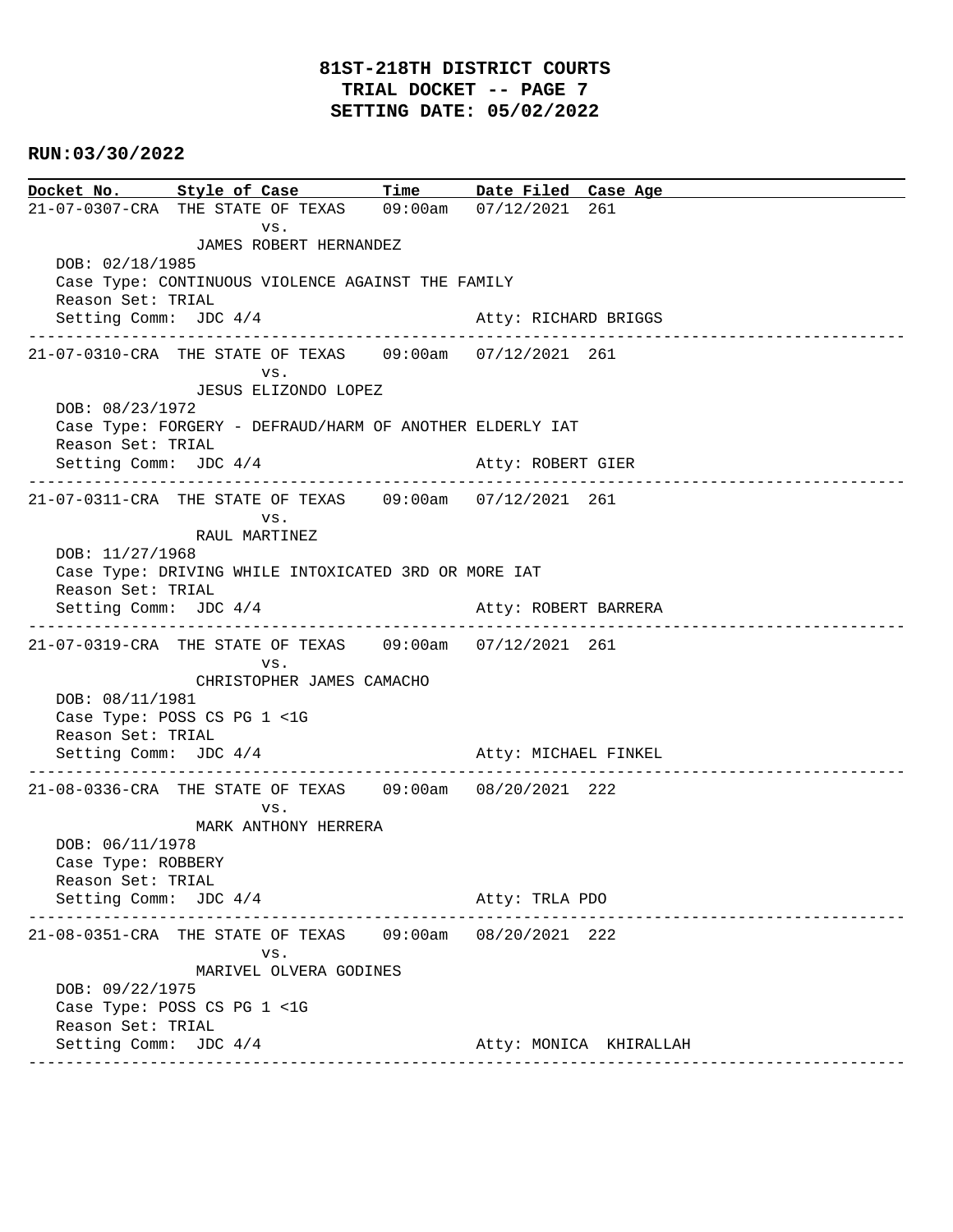# 81ST-218TH DISTRICT COURTS
## TRIAL DOCKET -- PAGE 7
## SETTING DATE: 05/02/2022

**RUN:03/30/2022**

| Docket No. | Style of Case | Time | Date Filed | Case Age |
|---|---|---|---|---|

21-07-0307-CRA THE STATE OF TEXAS 09:00am 07/12/2021 261
vs.
JAMES ROBERT HERNANDEZ
DOB: 02/18/1985
Case Type: CONTINUOUS VIOLENCE AGAINST THE FAMILY
Reason Set: TRIAL
Setting Comm: JDC 4/4 Atty: RICHARD BRIGGS

---

21-07-0310-CRA THE STATE OF TEXAS 09:00am 07/12/2021 261
vs.
JESUS ELIZONDO LOPEZ
DOB: 08/23/1972
Case Type: FORGERY - DEFRAUD/HARM OF ANOTHER ELDERLY IAT
Reason Set: TRIAL
Setting Comm: JDC 4/4 Atty: ROBERT GIER

---

21-07-0311-CRA THE STATE OF TEXAS 09:00am 07/12/2021 261
vs.
RAUL MARTINEZ
DOB: 11/27/1968
Case Type: DRIVING WHILE INTOXICATED 3RD OR MORE IAT
Reason Set: TRIAL
Setting Comm: JDC 4/4 Atty: ROBERT BARRERA

---

21-07-0319-CRA THE STATE OF TEXAS 09:00am 07/12/2021 261
vs.
CHRISTOPHER JAMES CAMACHO
DOB: 08/11/1981
Case Type: POSS CS PG 1 <1G
Reason Set: TRIAL
Setting Comm: JDC 4/4 Atty: MICHAEL FINKEL

---

21-08-0336-CRA THE STATE OF TEXAS 09:00am 08/20/2021 222
vs.
MARK ANTHONY HERRERA
DOB: 06/11/1978
Case Type: ROBBERY
Reason Set: TRIAL
Setting Comm: JDC 4/4 Atty: TRLA PDO

---

21-08-0351-CRA THE STATE OF TEXAS 09:00am 08/20/2021 222
vs.
MARIVEL OLVERA GODINES
DOB: 09/22/1975
Case Type: POSS CS PG 1 <1G
Reason Set: TRIAL
Setting Comm: JDC 4/4 Atty: MONICA KHIRALLAH

---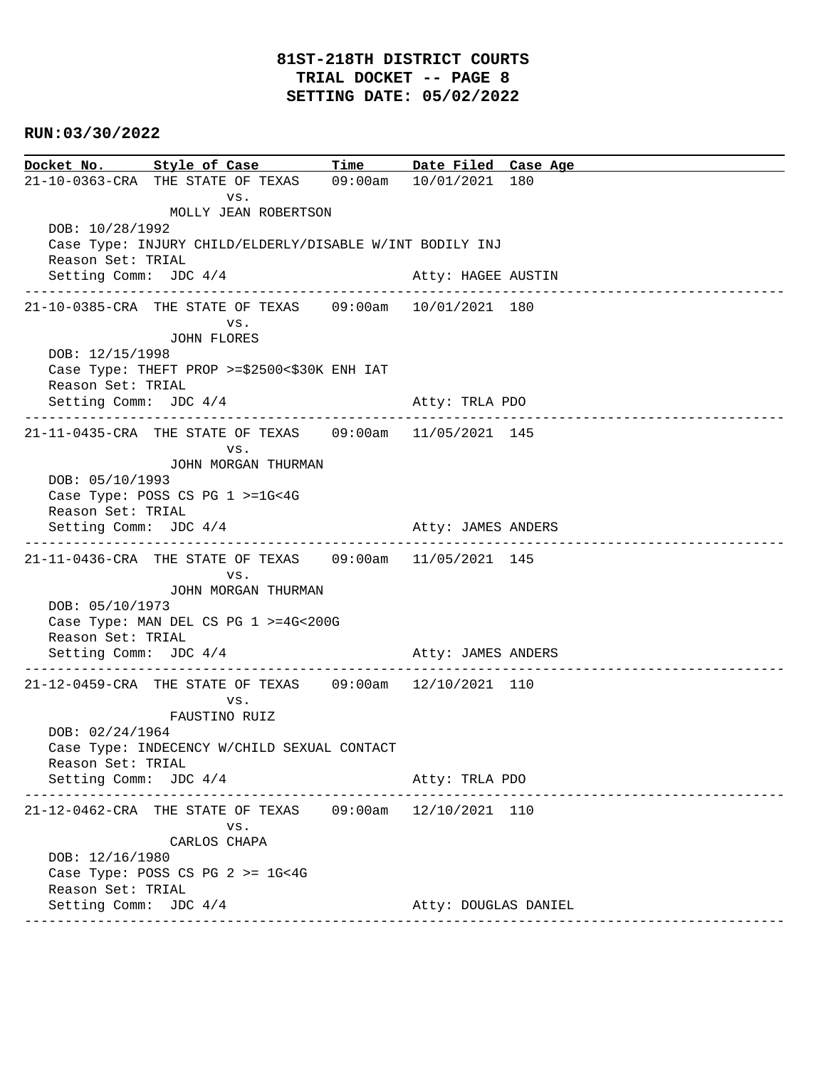# 81ST-218TH DISTRICT COURTS
## TRIAL DOCKET -- PAGE 8
## SETTING DATE: 05/02/2022

**RUN:03/30/2022**

| Docket No. | Style of Case | Time | Date Filed | Case Age |
|---|---|---|---|---|
| 21-10-0363-CRA | THE STATE OF TEXAS vs. MOLLY JEAN ROBERTSON | 09:00am | 10/01/2021 | 180 |

DOB: 10/28/1992
Case Type: INJURY CHILD/ELDERLY/DISABLE W/INT BODILY INJ
Reason Set: TRIAL
Setting Comm: JDC 4/4 — Atty: HAGEE AUSTIN

---

| Docket No. | Style of Case | Time | Date Filed | Case Age |
|---|---|---|---|---|
| 21-10-0385-CRA | THE STATE OF TEXAS vs. JOHN FLORES | 09:00am | 10/01/2021 | 180 |

DOB: 12/15/1998
Case Type: THEFT PROP >=$2500<$30K ENH IAT
Reason Set: TRIAL
Setting Comm: JDC 4/4 — Atty: TRLA PDO

---

| Docket No. | Style of Case | Time | Date Filed | Case Age |
|---|---|---|---|---|
| 21-11-0435-CRA | THE STATE OF TEXAS vs. JOHN MORGAN THURMAN | 09:00am | 11/05/2021 | 145 |

DOB: 05/10/1993
Case Type: POSS CS PG 1 >=1G<4G
Reason Set: TRIAL
Setting Comm: JDC 4/4 — Atty: JAMES ANDERS

---

| Docket No. | Style of Case | Time | Date Filed | Case Age |
|---|---|---|---|---|
| 21-11-0436-CRA | THE STATE OF TEXAS vs. JOHN MORGAN THURMAN | 09:00am | 11/05/2021 | 145 |

DOB: 05/10/1973
Case Type: MAN DEL CS PG 1 >=4G<200G
Reason Set: TRIAL
Setting Comm: JDC 4/4 — Atty: JAMES ANDERS

---

| Docket No. | Style of Case | Time | Date Filed | Case Age |
|---|---|---|---|---|
| 21-12-0459-CRA | THE STATE OF TEXAS vs. FAUSTINO RUIZ | 09:00am | 12/10/2021 | 110 |

DOB: 02/24/1964
Case Type: INDECENCY W/CHILD SEXUAL CONTACT
Reason Set: TRIAL
Setting Comm: JDC 4/4 — Atty: TRLA PDO

---

| Docket No. | Style of Case | Time | Date Filed | Case Age |
|---|---|---|---|---|
| 21-12-0462-CRA | THE STATE OF TEXAS vs. CARLOS CHAPA | 09:00am | 12/10/2021 | 110 |

DOB: 12/16/1980
Case Type: POSS CS PG 2 >= 1G<4G
Reason Set: TRIAL
Setting Comm: JDC 4/4 — Atty: DOUGLAS DANIEL

---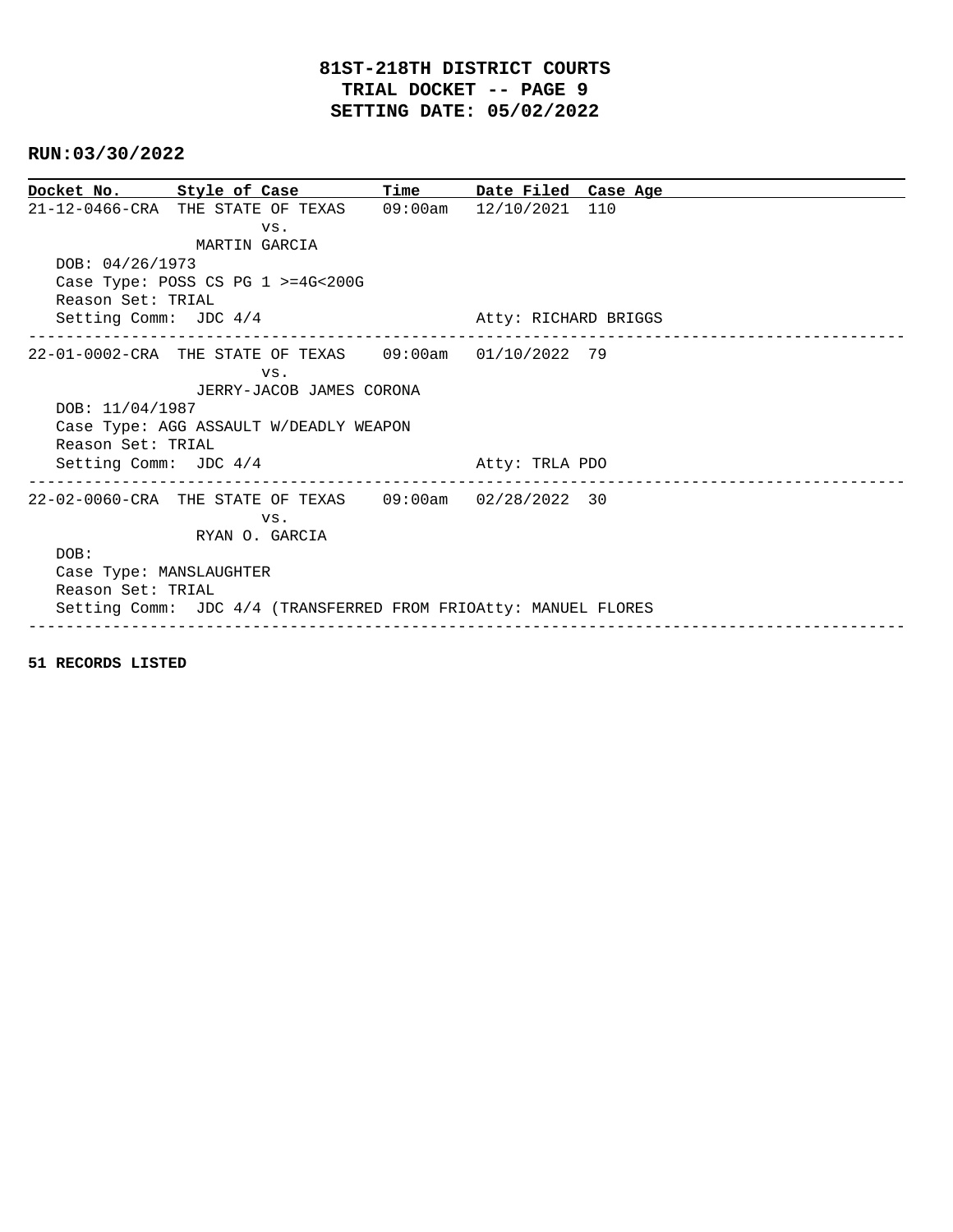# 81ST-218TH DISTRICT COURTS
## TRIAL DOCKET -- PAGE 9
## SETTING DATE: 05/02/2022

**RUN:03/30/2022**

| Docket No. | Style of Case | Time | Date Filed | Case Age |
|---|---|---|---|---|
| 21-12-0466-CRA | THE STATE OF TEXAS vs. MARTIN GARCIA | 09:00am | 12/10/2021 | 110 |

DOB: 04/26/1973
Case Type: POSS CS PG 1 >=4G<200G
Reason Set: TRIAL
Setting Comm: JDC 4/4 Atty: RICHARD BRIGGS

---

| Docket No. | Style of Case | Time | Date Filed | Case Age |
|---|---|---|---|---|
| 22-01-0002-CRA | THE STATE OF TEXAS vs. JERRY-JACOB JAMES CORONA | 09:00am | 01/10/2022 | 79 |

DOB: 11/04/1987
Case Type: AGG ASSAULT W/DEADLY WEAPON
Reason Set: TRIAL
Setting Comm: JDC 4/4 Atty: TRLA PDO

---

| Docket No. | Style of Case | Time | Date Filed | Case Age |
|---|---|---|---|---|
| 22-02-0060-CRA | THE STATE OF TEXAS vs. RYAN O. GARCIA | 09:00am | 02/28/2022 | 30 |

DOB:
Case Type: MANSLAUGHTER
Reason Set: TRIAL
Setting Comm: JDC 4/4 (TRANSFERRED FROM FRIOAtty: MANUEL FLORES

---

**51 RECORDS LISTED**